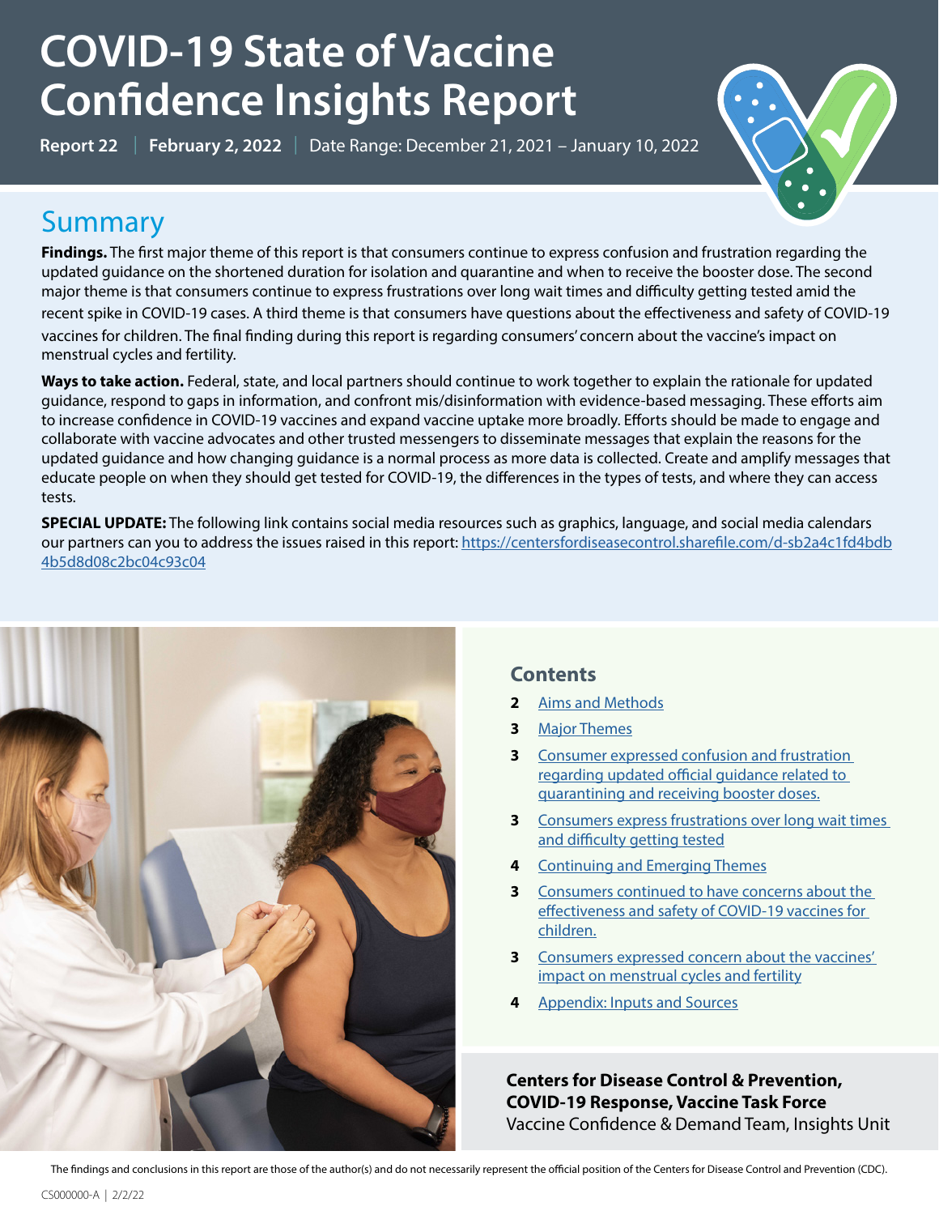# COVID-19 State of Vaccine Confidence Insights Report

**Report 22** | **February 2, 2022** | Date Range: December 21, 2021 – January 10, 2022

## Summary

**Findings.** The first major theme of this report is that consumers continue to express confusion and frustration regarding the updated guidance on the shortened duration for isolation and quarantine and when to receive the booster dose. The second major theme is that consumers continue to express frustrations over long wait times and difficulty getting tested amid the recent spike in COVID-19 cases. A third theme is that consumers have questions about the effectiveness and safety of COVID-19 vaccines for children. The final finding during this report is regarding consumers' concern about the vaccine's impact on menstrual cycles and fertility.

**Ways to take action.** Federal, state, and local partners should continue to work together to explain the rationale for updated guidance, respond to gaps in information, and confront mis/disinformation with evidence-based messaging. These efforts aim to increase confidence in COVID-19 vaccines and expand vaccine uptake more broadly. Efforts should be made to engage and collaborate with vaccine advocates and other trusted messengers to disseminate messages that explain the reasons for the updated guidance and how changing guidance is a normal process as more data is collected. Create and amplify messages that educate people on when they should get tested for COVID-19, the differences in the types of tests, and where they can access tests.

**SPECIAL UPDATE:** The following link contains social media resources such as graphics, language, and social media calendars our partners can you to address the issues raised in this report: https://centersfordiseasecontrol.sharefile.com/d-sb2a4c1fd4bdb4b5d8d08c2bc04c93c04

### Contents

- **2** Aims and Methods
- **3** Major Themes
- **3** Consumer expressed confusion and frustration regarding updated official guidance related to quarantining and receiving booster doses.
- **3** Consumers express frustrations over long wait times and difficulty getting tested
- **4** Continuing and Emerging Themes
- **3** Consumers continued to have concerns about the effectiveness and safety of COVID-19 vaccines for children.
- **3** Consumers expressed concern about the vaccines' impact on menstrual cycles and fertility
- **4** Appendix: Inputs and Sources

**Centers for Disease Control & Prevention, COVID-19 Response, Vaccine Task Force**
Vaccine Confidence & Demand Team, Insights Unit

The findings and conclusions in this report are those of the author(s) and do not necessarily represent the official position of the Centers for Disease Control and Prevention (CDC).

CS000000-A | 2/2/22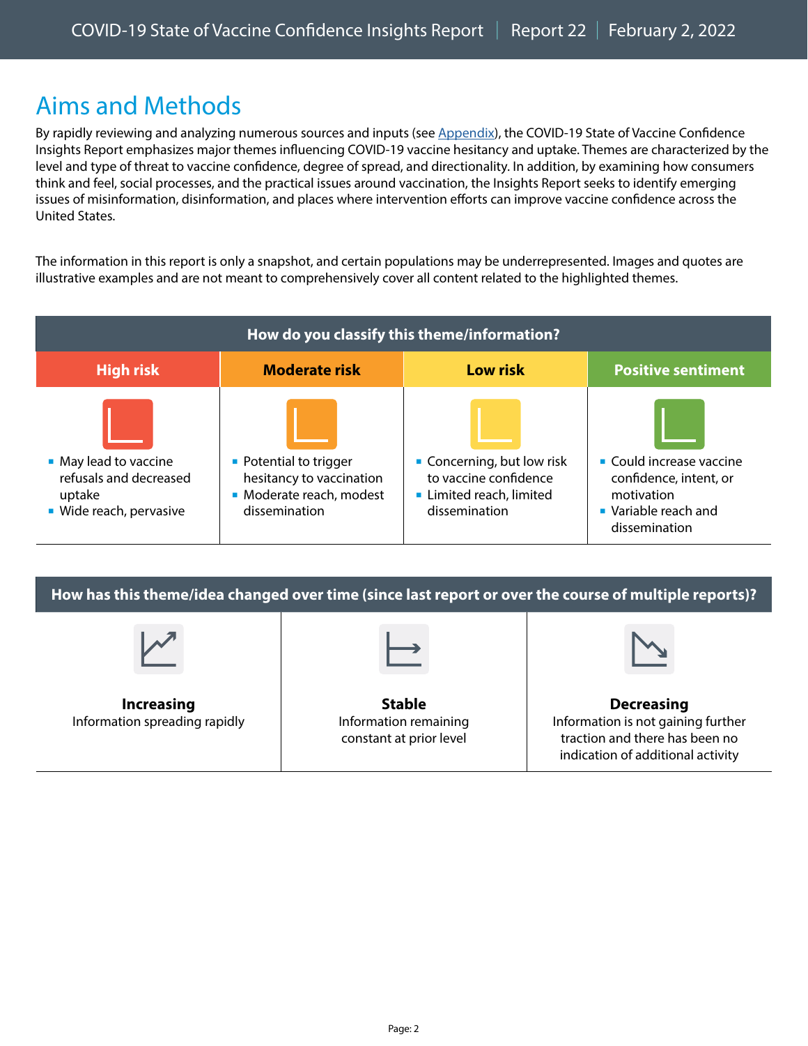## Aims and Methods

By rapidly reviewing and analyzing numerous sources and inputs (see Appendix), the COVID-19 State of Vaccine Confidence Insights Report emphasizes major themes influencing COVID-19 vaccine hesitancy and uptake. Themes are characterized by the level and type of threat to vaccine confidence, degree of spread, and directionality. In addition, by examining how consumers think and feel, social processes, and the practical issues around vaccination, the Insights Report seeks to identify emerging issues of misinformation, disinformation, and places where intervention efforts can improve vaccine confidence across the United States.

The information in this report is only a snapshot, and certain populations may be underrepresented. Images and quotes are illustrative examples and are not meant to comprehensively cover all content related to the highlighted themes.

**How do you classify this theme/information?**

| High risk | Moderate risk | Low risk | Positive sentiment |
|---|---|---|---|
| ▪ May lead to vaccine refusals and decreased uptake<br>▪ Wide reach, pervasive | ▪ Potential to trigger hesitancy to vaccination<br>▪ Moderate reach, modest dissemination | ▪ Concerning, but low risk to vaccine confidence<br>▪ Limited reach, limited dissemination | ▪ Could increase vaccine confidence, intent, or motivation<br>▪ Variable reach and dissemination |

**How has this theme/idea changed over time (since last report or over the course of multiple reports)?**

| Increasing | Stable | Decreasing |
|---|---|---|
| Information spreading rapidly | Information remaining constant at prior level | Information is not gaining further traction and there has been no indication of additional activity |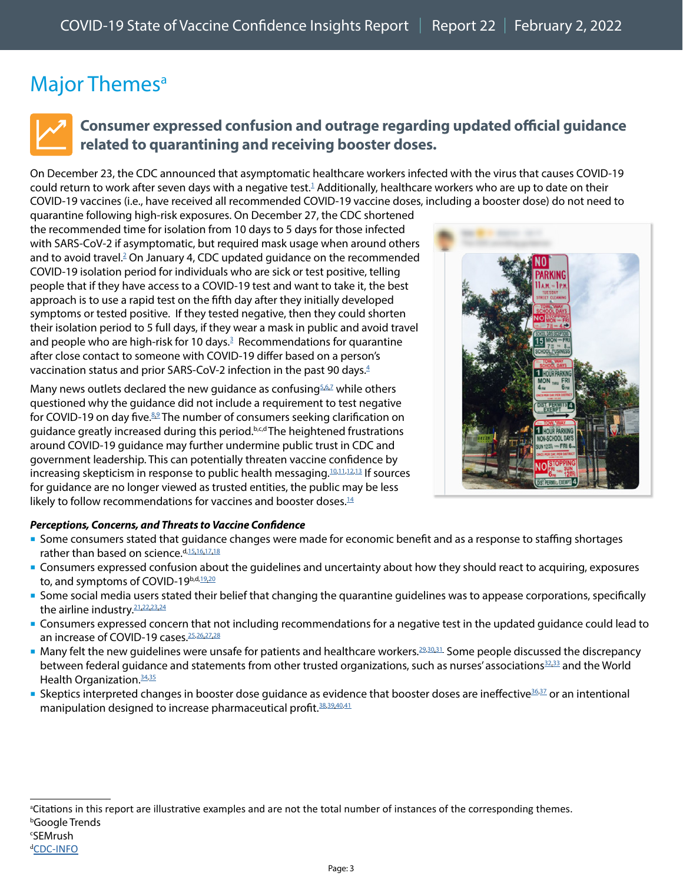# Major Themes[a]

## Consumer expressed confusion and outrage regarding updated official guidance related to quarantining and receiving booster doses.

On December 23, the CDC announced that asymptomatic healthcare workers infected with the virus that causes COVID-19 could return to work after seven days with a negative test.[1] Additionally, healthcare workers who are up to date on their COVID-19 vaccines (i.e., have received all recommended COVID-19 vaccine doses, including a booster dose) do not need to quarantine following high-risk exposures. On December 27, the CDC shortened the recommended time for isolation from 10 days to 5 days for those infected with SARS-CoV-2 if asymptomatic, but required mask usage when around others and to avoid travel.[2] On January 4, CDC updated guidance on the recommended COVID-19 isolation period for individuals who are sick or test positive, telling people that if they have access to a COVID-19 test and want to take it, the best approach is to use a rapid test on the fifth day after they initially developed symptoms or tested positive. If they tested negative, then they could shorten their isolation period to 5 full days, if they wear a mask in public and avoid travel and people who are high-risk for 10 days.[3] Recommendations for quarantine after close contact to someone with COVID-19 differ based on a person's vaccination status and prior SARS-CoV-2 infection in the past 90 days.[4]

Many news outlets declared the new guidance as confusing[5,6,7] while others questioned why the guidance did not include a requirement to test negative for COVID-19 on day five.[8,9] The number of consumers seeking clarification on guidance greatly increased during this period.[b,c,d] The heightened frustrations around COVID-19 guidance may further undermine public trust in CDC and government leadership. This can potentially threaten vaccine confidence by increasing skepticism in response to public health messaging.[10,11,12,13] If sources for guidance are no longer viewed as trusted entities, the public may be less likely to follow recommendations for vaccines and booster doses.[14]

***Perceptions, Concerns, and Threats to Vaccine Confidence***

- Some consumers stated that guidance changes were made for economic benefit and as a response to staffing shortages rather than based on science.[d,15,16,17,18]
- Consumers expressed confusion about the guidelines and uncertainty about how they should react to acquiring, exposures to, and symptoms of COVID-19[b,d,19,20]
- Some social media users stated their belief that changing the quarantine guidelines was to appease corporations, specifically the airline industry.[21,22,23,24]
- Consumers expressed concern that not including recommendations for a negative test in the updated guidance could lead to an increase of COVID-19 cases.[25,26,27,28]
- Many felt the new guidelines were unsafe for patients and healthcare workers.[29,30,31] Some people discussed the discrepancy between federal guidance and statements from other trusted organizations, such as nurses' associations[32,33] and the World Health Organization.[34,35]
- Skeptics interpreted changes in booster dose guidance as evidence that booster doses are ineffective[36,37] or an intentional manipulation designed to increase pharmaceutical profit.[38,39,40,41]

---

[a]Citations in this report are illustrative examples and are not the total number of instances of the corresponding themes.
[b]Google Trends
[c]SEMrush
[d]CDC-INFO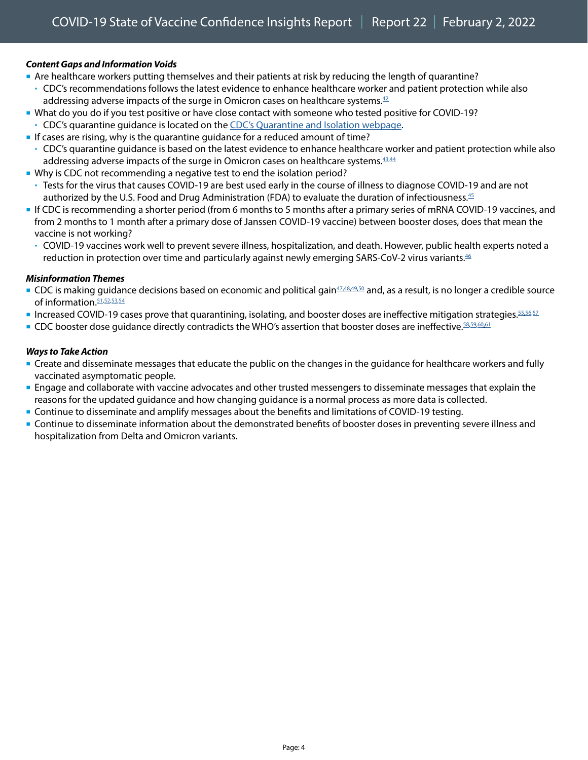***Content Gaps and Information Voids***

- Are healthcare workers putting themselves and their patients at risk by reducing the length of quarantine?
  - CDC's recommendations follows the latest evidence to enhance healthcare worker and patient protection while also addressing adverse impacts of the surge in Omicron cases on healthcare systems.[42]
- What do you do if you test positive or have close contact with someone who tested positive for COVID-19?
  - CDC's quarantine guidance is located on the CDC's Quarantine and Isolation webpage.
- If cases are rising, why is the quarantine guidance for a reduced amount of time?
  - CDC's quarantine guidance is based on the latest evidence to enhance healthcare worker and patient protection while also addressing adverse impacts of the surge in Omicron cases on healthcare systems.[43,44]
- Why is CDC not recommending a negative test to end the isolation period?
  - Tests for the virus that causes COVID-19 are best used early in the course of illness to diagnose COVID-19 and are not authorized by the U.S. Food and Drug Administration (FDA) to evaluate the duration of infectiousness.[45]
- If CDC is recommending a shorter period (from 6 months to 5 months after a primary series of mRNA COVID-19 vaccines, and from 2 months to 1 month after a primary dose of Janssen COVID-19 vaccine) between booster doses, does that mean the vaccine is not working?
  - COVID-19 vaccines work well to prevent severe illness, hospitalization, and death. However, public health experts noted a reduction in protection over time and particularly against newly emerging SARS-CoV-2 virus variants.[46]

***Misinformation Themes***

- CDC is making guidance decisions based on economic and political gain[47,48,49,50] and, as a result, is no longer a credible source of information.[51,52,53,54]
- Increased COVID-19 cases prove that quarantining, isolating, and booster doses are ineffective mitigation strategies.[55,56,57]
- CDC booster dose guidance directly contradicts the WHO's assertion that booster doses are ineffective.[58,59,60,61]

***Ways to Take Action***

- Create and disseminate messages that educate the public on the changes in the guidance for healthcare workers and fully vaccinated asymptomatic people.
- Engage and collaborate with vaccine advocates and other trusted messengers to disseminate messages that explain the reasons for the updated guidance and how changing guidance is a normal process as more data is collected.
- Continue to disseminate and amplify messages about the benefits and limitations of COVID-19 testing.
- Continue to disseminate information about the demonstrated benefits of booster doses in preventing severe illness and hospitalization from Delta and Omicron variants.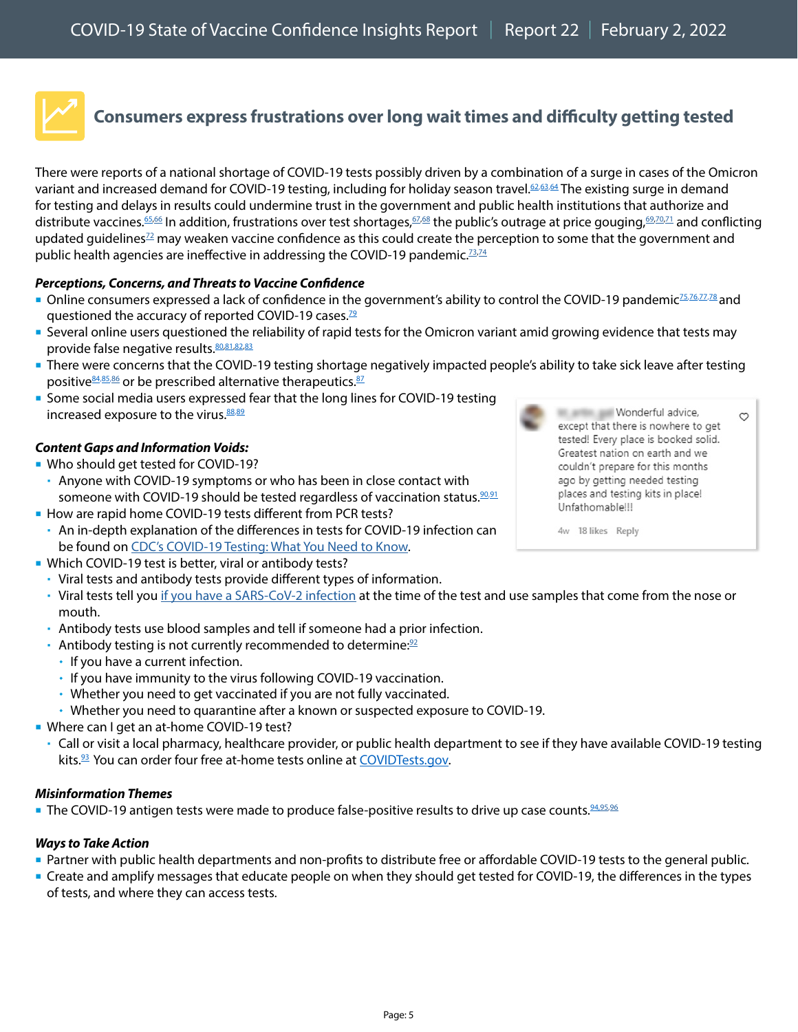## Consumers express frustrations over long wait times and difficulty getting tested

There were reports of a national shortage of COVID-19 tests possibly driven by a combination of a surge in cases of the Omicron variant and increased demand for COVID-19 testing, including for holiday season travel.[62,63,64] The existing surge in demand for testing and delays in results could undermine trust in the government and public health institutions that authorize and distribute vaccines.[65,66] In addition, frustrations over test shortages,[67,68] the public's outrage at price gouging,[69,70,71] and conflicting updated guidelines[72] may weaken vaccine confidence as this could create the perception to some that the government and public health agencies are ineffective in addressing the COVID-19 pandemic.[73,74]

***Perceptions, Concerns, and Threats to Vaccine Confidence***

- Online consumers expressed a lack of confidence in the government's ability to control the COVID-19 pandemic[75,76,77,78] and questioned the accuracy of reported COVID-19 cases.[79]
- Several online users questioned the reliability of rapid tests for the Omicron variant amid growing evidence that tests may provide false negative results.[80,81,82,83]
- There were concerns that the COVID-19 testing shortage negatively impacted people's ability to take sick leave after testing positive[84,85,86] or be prescribed alternative therapeutics.[87]
- Some social media users expressed fear that the long lines for COVID-19 testing increased exposure to the virus.[88,89]

> Wonderful advice, except that there is nowhere to get tested! Every place is booked solid. Greatest nation on earth and we couldn't prepare for this months ago by getting needed testing places and testing kits in place! Unfathomable!!!
>
> 4w 18 likes Reply

***Content Gaps and Information Voids:***

- Who should get tested for COVID-19?
  - Anyone with COVID-19 symptoms or who has been in close contact with someone with COVID-19 should be tested regardless of vaccination status.[90,91]
- How are rapid home COVID-19 tests different from PCR tests?
  - An in-depth explanation of the differences in tests for COVID-19 infection can be found on CDC's COVID-19 Testing: What You Need to Know.
- Which COVID-19 test is better, viral or antibody tests?
  - Viral tests and antibody tests provide different types of information.
  - Viral tests tell you if you have a SARS-CoV-2 infection at the time of the test and use samples that come from the nose or mouth.
  - Antibody tests use blood samples and tell if someone had a prior infection.
  - Antibody testing is not currently recommended to determine:[92]
    - If you have a current infection.
    - If you have immunity to the virus following COVID-19 vaccination.
    - Whether you need to get vaccinated if you are not fully vaccinated.
    - Whether you need to quarantine after a known or suspected exposure to COVID-19.
- Where can I get an at-home COVID-19 test?
  - Call or visit a local pharmacy, healthcare provider, or public health department to see if they have available COVID-19 testing kits.[93] You can order four free at-home tests online at COVIDTests.gov.

***Misinformation Themes***

- The COVID-19 antigen tests were made to produce false-positive results to drive up case counts.[94,95,96]

***Ways to Take Action***

- Partner with public health departments and non-profits to distribute free or affordable COVID-19 tests to the general public.
- Create and amplify messages that educate people on when they should get tested for COVID-19, the differences in the types of tests, and where they can access tests.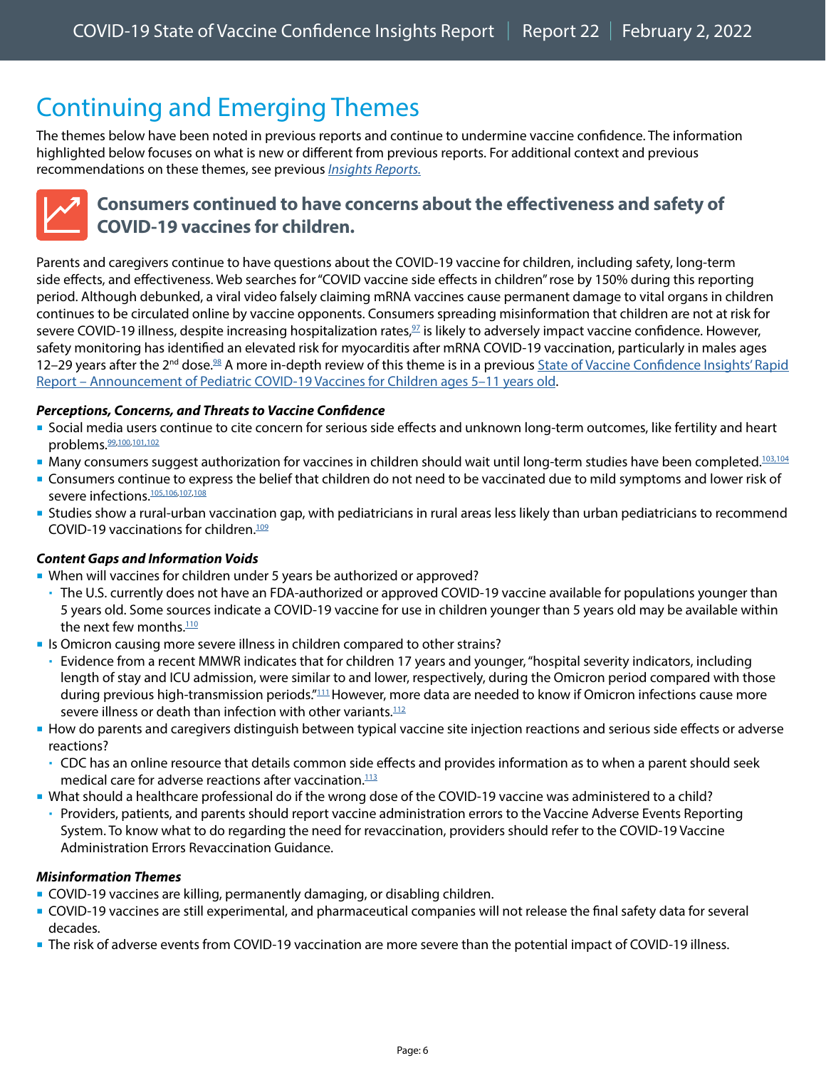# Continuing and Emerging Themes

The themes below have been noted in previous reports and continue to undermine vaccine confidence. The information highlighted below focuses on what is new or different from previous reports. For additional context and previous recommendations on these themes, see previous *Insights Reports.*

## Consumers continued to have concerns about the effectiveness and safety of COVID-19 vaccines for children.

Parents and caregivers continue to have questions about the COVID-19 vaccine for children, including safety, long-term side effects, and effectiveness. Web searches for "COVID vaccine side effects in children" rose by 150% during this reporting period. Although debunked, a viral video falsely claiming mRNA vaccines cause permanent damage to vital organs in children continues to be circulated online by vaccine opponents. Consumers spreading misinformation that children are not at risk for severe COVID-19 illness, despite increasing hospitalization rates,[97] is likely to adversely impact vaccine confidence. However, safety monitoring has identified an elevated risk for myocarditis after mRNA COVID-19 vaccination, particularly in males ages 12–29 years after the 2nd dose.[98] A more in-depth review of this theme is in a previous State of Vaccine Confidence Insights' Rapid Report – Announcement of Pediatric COVID-19 Vaccines for Children ages 5–11 years old.

***Perceptions, Concerns, and Threats to Vaccine Confidence***

- Social media users continue to cite concern for serious side effects and unknown long-term outcomes, like fertility and heart problems.[99,100,101,102]
- Many consumers suggest authorization for vaccines in children should wait until long-term studies have been completed.[103,104]
- Consumers continue to express the belief that children do not need to be vaccinated due to mild symptoms and lower risk of severe infections.[105,106,107,108]
- Studies show a rural-urban vaccination gap, with pediatricians in rural areas less likely than urban pediatricians to recommend COVID-19 vaccinations for children.[109]

***Content Gaps and Information Voids***

- When will vaccines for children under 5 years be authorized or approved?
  - The U.S. currently does not have an FDA-authorized or approved COVID-19 vaccine available for populations younger than 5 years old. Some sources indicate a COVID-19 vaccine for use in children younger than 5 years old may be available within the next few months.[110]
- Is Omicron causing more severe illness in children compared to other strains?
  - Evidence from a recent MMWR indicates that for children 17 years and younger, "hospital severity indicators, including length of stay and ICU admission, were similar to and lower, respectively, during the Omicron period compared with those during previous high-transmission periods."[111] However, more data are needed to know if Omicron infections cause more severe illness or death than infection with other variants.[112]
- How do parents and caregivers distinguish between typical vaccine site injection reactions and serious side effects or adverse reactions?
  - CDC has an online resource that details common side effects and provides information as to when a parent should seek medical care for adverse reactions after vaccination.[113]
- What should a healthcare professional do if the wrong dose of the COVID-19 vaccine was administered to a child?
  - Providers, patients, and parents should report vaccine administration errors to the Vaccine Adverse Events Reporting System. To know what to do regarding the need for revaccination, providers should refer to the COVID-19 Vaccine Administration Errors Revaccination Guidance.

***Misinformation Themes***

- COVID-19 vaccines are killing, permanently damaging, or disabling children.
- COVID-19 vaccines are still experimental, and pharmaceutical companies will not release the final safety data for several decades.
- The risk of adverse events from COVID-19 vaccination are more severe than the potential impact of COVID-19 illness.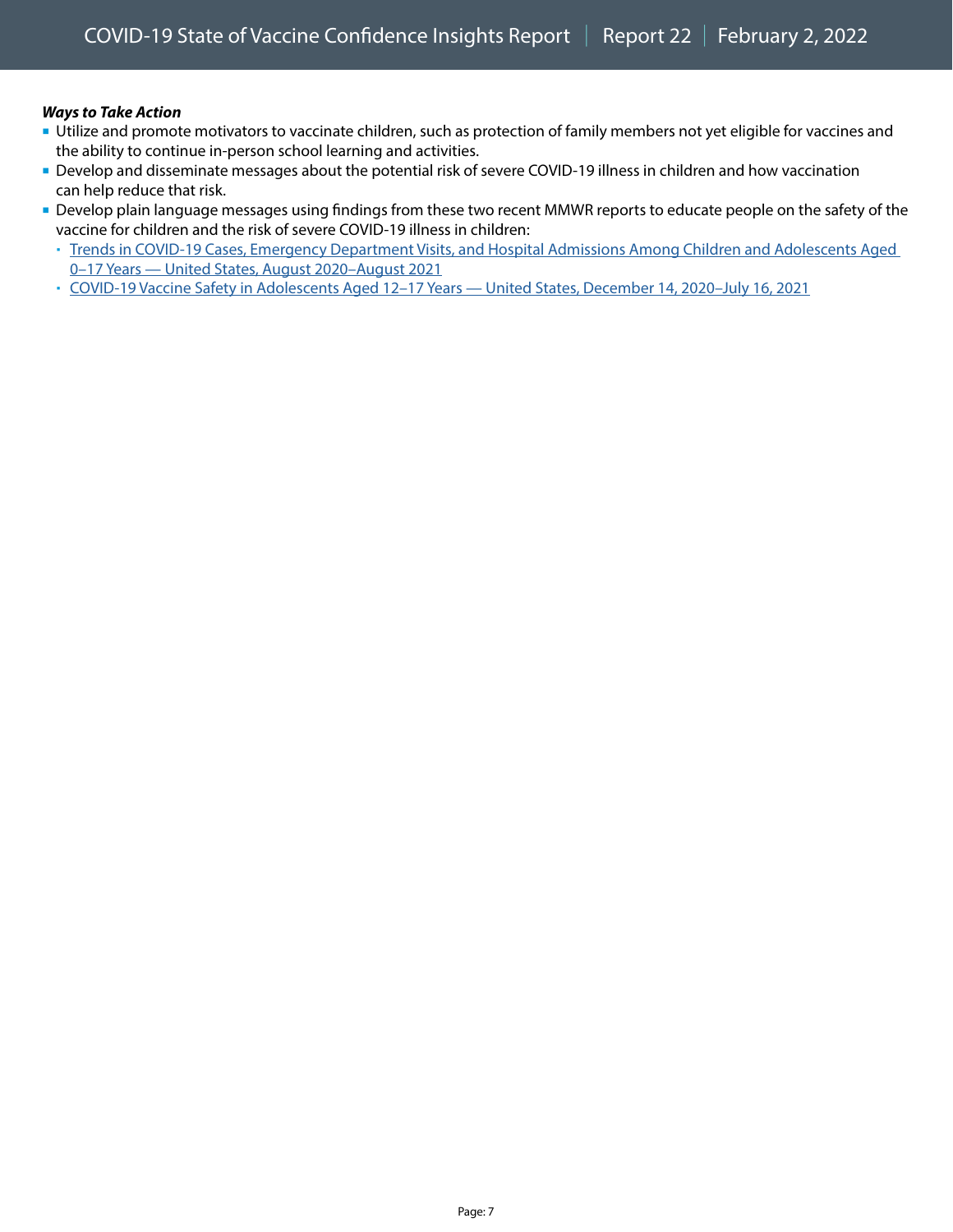***Ways to Take Action***

- Utilize and promote motivators to vaccinate children, such as protection of family members not yet eligible for vaccines and the ability to continue in-person school learning and activities.
- Develop and disseminate messages about the potential risk of severe COVID-19 illness in children and how vaccination can help reduce that risk.
- Develop plain language messages using findings from these two recent MMWR reports to educate people on the safety of the vaccine for children and the risk of severe COVID-19 illness in children:
  - Trends in COVID-19 Cases, Emergency Department Visits, and Hospital Admissions Among Children and Adolescents Aged 0–17 Years — United States, August 2020–August 2021
  - COVID-19 Vaccine Safety in Adolescents Aged 12–17 Years — United States, December 14, 2020–July 16, 2021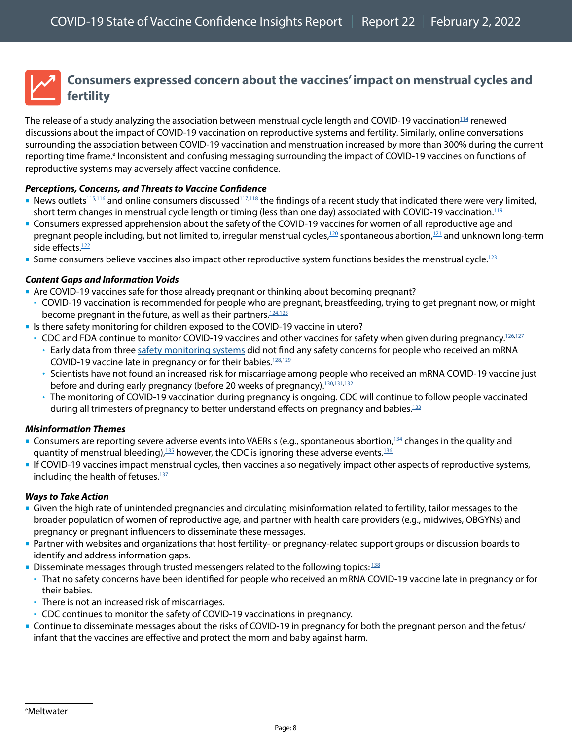## Consumers expressed concern about the vaccines' impact on menstrual cycles and fertility

The release of a study analyzing the association between menstrual cycle length and COVID-19 vaccination[114] renewed discussions about the impact of COVID-19 vaccination on reproductive systems and fertility. Similarly, online conversations surrounding the association between COVID-19 vaccination and menstruation increased by more than 300% during the current reporting time frame.[e] Inconsistent and confusing messaging surrounding the impact of COVID-19 vaccines on functions of reproductive systems may adversely affect vaccine confidence.

***Perceptions, Concerns, and Threats to Vaccine Confidence***

- News outlets[115,116] and online consumers discussed[117,118] the findings of a recent study that indicated there were very limited, short term changes in menstrual cycle length or timing (less than one day) associated with COVID-19 vaccination.[119]
- Consumers expressed apprehension about the safety of the COVID-19 vaccines for women of all reproductive age and pregnant people including, but not limited to, irregular menstrual cycles,[120] spontaneous abortion,[121] and unknown long-term side effects.[122]
- Some consumers believe vaccines also impact other reproductive system functions besides the menstrual cycle.[123]

***Content Gaps and Information Voids***

- Are COVID-19 vaccines safe for those already pregnant or thinking about becoming pregnant?
  - COVID-19 vaccination is recommended for people who are pregnant, breastfeeding, trying to get pregnant now, or might become pregnant in the future, as well as their partners.[124,125]
- Is there safety monitoring for children exposed to the COVID-19 vaccine in utero?
  - CDC and FDA continue to monitor COVID-19 vaccines and other vaccines for safety when given during pregnancy.[126,127]
    - Early data from three safety monitoring systems did not find any safety concerns for people who received an mRNA COVID-19 vaccine late in pregnancy or for their babies.[128,129]
    - Scientists have not found an increased risk for miscarriage among people who received an mRNA COVID-19 vaccine just before and during early pregnancy (before 20 weeks of pregnancy).[130,131,132]
    - The monitoring of COVID-19 vaccination during pregnancy is ongoing. CDC will continue to follow people vaccinated during all trimesters of pregnancy to better understand effects on pregnancy and babies.[133]

***Misinformation Themes***

- Consumers are reporting severe adverse events into VAERs s (e.g., spontaneous abortion,[134] changes in the quality and quantity of menstrual bleeding),[135] however, the CDC is ignoring these adverse events.[136]
- If COVID-19 vaccines impact menstrual cycles, then vaccines also negatively impact other aspects of reproductive systems, including the health of fetuses.[137]

***Ways to Take Action***

- Given the high rate of unintended pregnancies and circulating misinformation related to fertility, tailor messages to the broader population of women of reproductive age, and partner with health care providers (e.g., midwives, OBGYNs) and pregnancy or pregnant influencers to disseminate these messages.
- Partner with websites and organizations that host fertility- or pregnancy-related support groups or discussion boards to identify and address information gaps.
- Disseminate messages through trusted messengers related to the following topics:[138]
  - That no safety concerns have been identified for people who received an mRNA COVID-19 vaccine late in pregnancy or for their babies.
  - There is not an increased risk of miscarriages.
  - CDC continues to monitor the safety of COVID-19 vaccinations in pregnancy.
- Continue to disseminate messages about the risks of COVID-19 in pregnancy for both the pregnant person and the fetus/infant that the vaccines are effective and protect the mom and baby against harm.

---

[e] Meltwater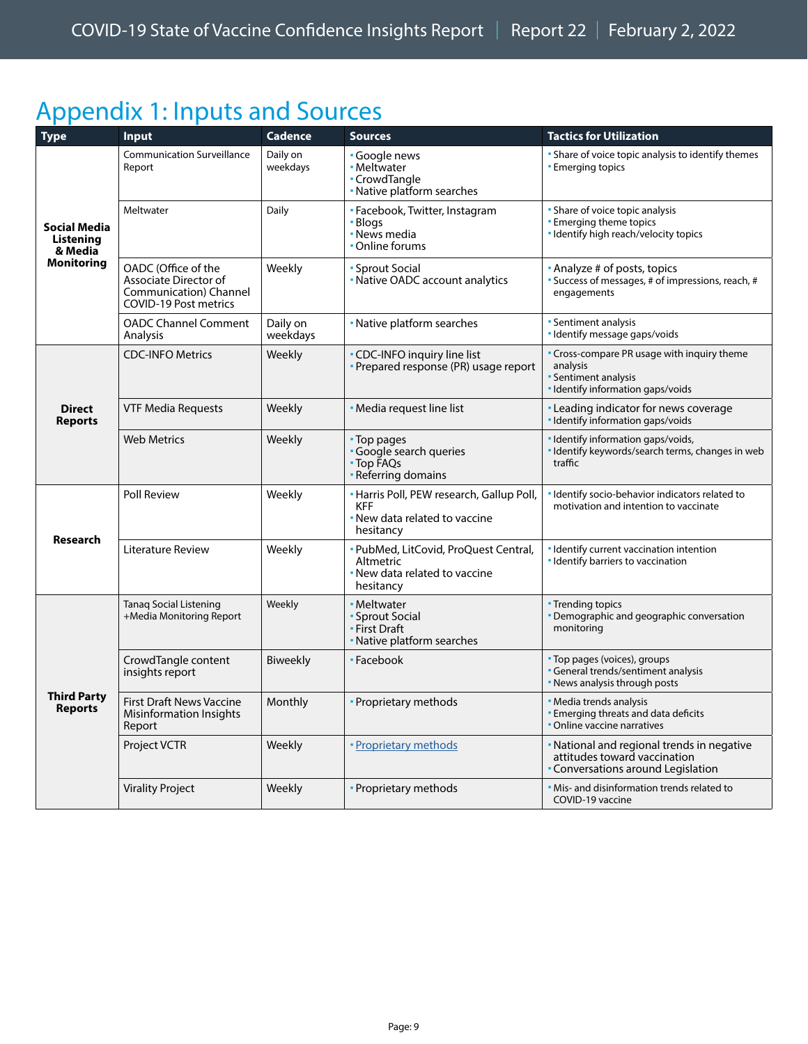# Appendix 1: Inputs and Sources

| Type | Input | Cadence | Sources | Tactics for Utilization |
|---|---|---|---|---|
| **Social Media Listening & Media Monitoring** | Communication Surveillance Report | Daily on weekdays | • Google news<br>• Meltwater<br>• CrowdTangle<br>• Native platform searches | • Share of voice topic analysis to identify themes<br>• Emerging topics |
| | Meltwater | Daily | • Facebook, Twitter, Instagram<br>• Blogs<br>• News media<br>• Online forums | • Share of voice topic analysis<br>• Emerging theme topics<br>• Identify high reach/velocity topics |
| | OADC (Office of the Associate Director of Communication) Channel COVID-19 Post metrics | Weekly | • Sprout Social<br>• Native OADC account analytics | • Analyze # of posts, topics<br>• Success of messages, # of impressions, reach, # engagements |
| | OADC Channel Comment Analysis | Daily on weekdays | • Native platform searches | • Sentiment analysis<br>• Identify message gaps/voids |
| **Direct Reports** | CDC-INFO Metrics | Weekly | • CDC-INFO inquiry line list<br>• Prepared response (PR) usage report | • Cross-compare PR usage with inquiry theme analysis<br>• Sentiment analysis<br>• Identify information gaps/voids |
| | VTF Media Requests | Weekly | • Media request line list | • Leading indicator for news coverage<br>• Identify information gaps/voids |
| | Web Metrics | Weekly | • Top pages<br>• Google search queries<br>• Top FAQs<br>• Referring domains | • Identify information gaps/voids,<br>• Identify keywords/search terms, changes in web traffic |
| **Research** | Poll Review | Weekly | • Harris Poll, PEW research, Gallup Poll, KFF<br>• New data related to vaccine hesitancy | • Identify socio-behavior indicators related to motivation and intention to vaccinate |
| | Literature Review | Weekly | • PubMed, LitCovid, ProQuest Central, Altmetric<br>• New data related to vaccine hesitancy | • Identify current vaccination intention<br>• Identify barriers to vaccination |
| **Third Party Reports** | Tanaq Social Listening +Media Monitoring Report | Weekly | • Meltwater<br>• Sprout Social<br>• First Draft<br>• Native platform searches | • Trending topics<br>• Demographic and geographic conversation monitoring |
| | CrowdTangle content insights report | Biweekly | • Facebook | • Top pages (voices), groups<br>• General trends/sentiment analysis<br>• News analysis through posts |
| | First Draft News Vaccine Misinformation Insights Report | Monthly | • Proprietary methods | • Media trends analysis<br>• Emerging threats and data deficits<br>• Online vaccine narratives |
| | Project VCTR | Weekly | • Proprietary methods | • National and regional trends in negative attitudes toward vaccination<br>• Conversations around Legislation |
| | Virality Project | Weekly | • Proprietary methods | • Mis- and disinformation trends related to COVID-19 vaccine |